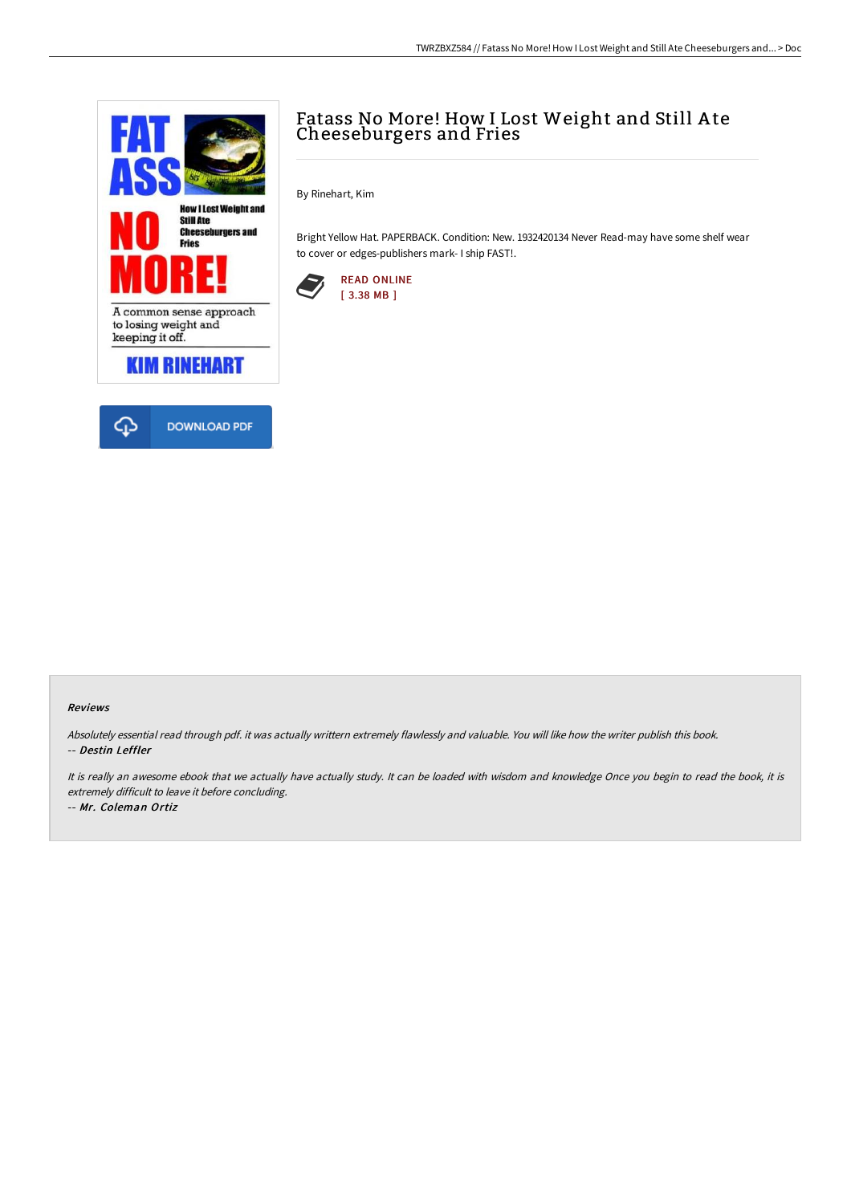# Fatass No More! How I Lost Weight and Still Ate Cheeseburgers and Fries

By Rinehart, Kim

Bright Yellow Hat. PAPERBACK. Condition: New. 1932420134 Never Read-may have some shelf wear to cover or edges-publishers mark- I ship FAST!.

READ ONLINE
[ 3.38 MB ]

DOWNLOAD PDF

### Reviews

*Absolutely essential read through pdf. it was actually writtern extremely flawlessly and valuable. You will like how the writer publish this book.*

-- *Destin Leffler*

*It is really an awesome ebook that we actually have actually study. It can be loaded with wisdom and knowledge Once you begin to read the book, it is extremely difficult to leave it before concluding.*

-- *Mr. Coleman Ortiz*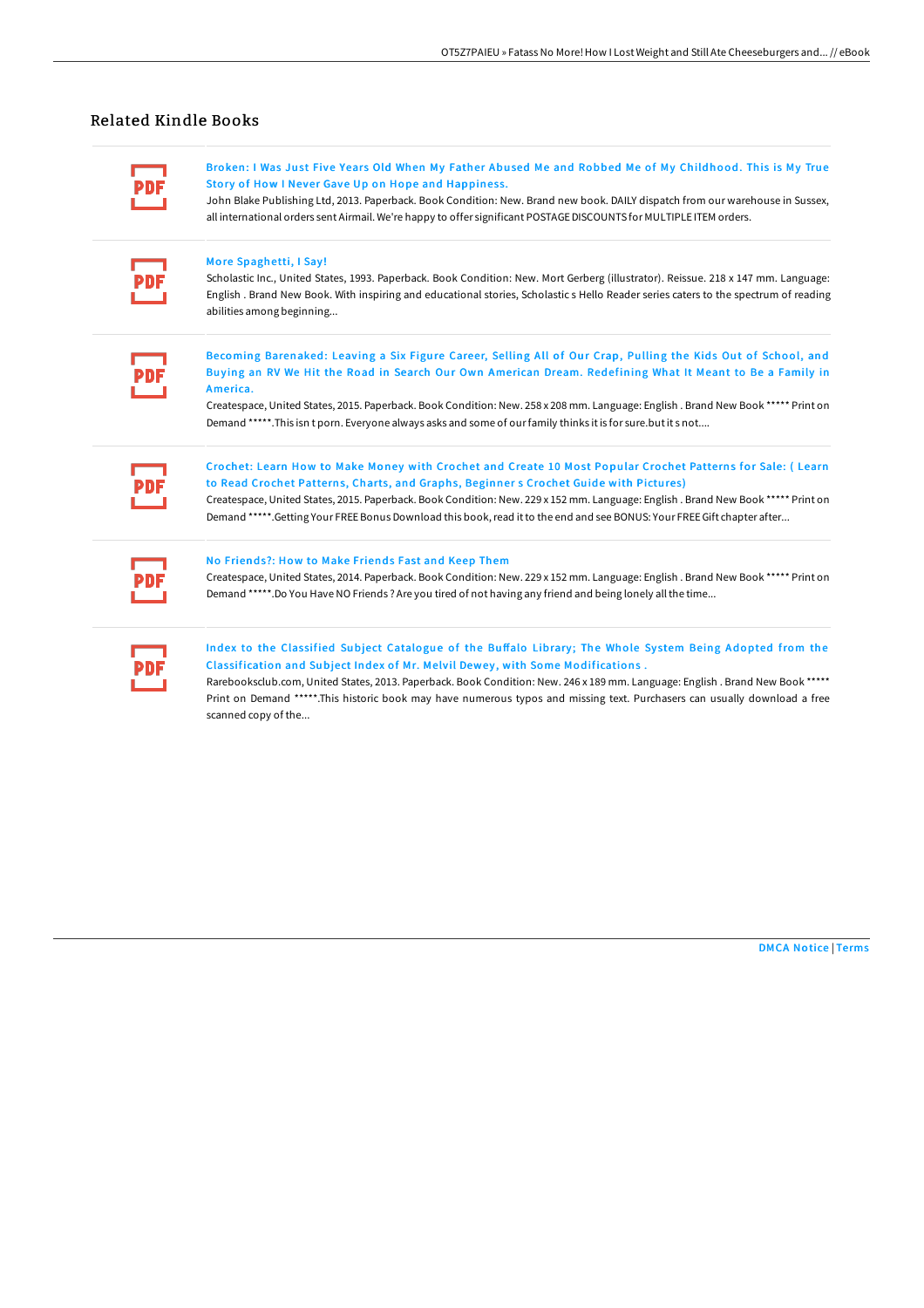## Related Kindle Books

**Broken: I Was Just Five Years Old When My Father Abused Me and Robbed Me of My Childhood. This is My True Story of How I Never Gave Up on Hope and Happiness.**

John Blake Publishing Ltd, 2013. Paperback. Book Condition: New. Brand new book. DAILY dispatch from our warehouse in Sussex, all international orders sent Airmail. We're happy to offer significant POSTAGE DISCOUNTS for MULTIPLE ITEM orders.

**More Spaghetti, I Say!**

Scholastic Inc., United States, 1993. Paperback. Book Condition: New. Mort Gerberg (illustrator). Reissue. 218 x 147 mm. Language: English . Brand New Book. With inspiring and educational stories, Scholastic s Hello Reader series caters to the spectrum of reading abilities among beginning...

**Becoming Barenaked: Leaving a Six Figure Career, Selling All of Our Crap, Pulling the Kids Out of School, and Buying an RV We Hit the Road in Search Our Own American Dream. Redefining What It Meant to Be a Family in America.**

Createspace, United States, 2015. Paperback. Book Condition: New. 258 x 208 mm. Language: English . Brand New Book ***** Print on Demand *****.This isn t porn. Everyone always asks and some of our family thinks it is for sure.but it s not....

**Crochet: Learn How to Make Money with Crochet and Create 10 Most Popular Crochet Patterns for Sale: ( Learn to Read Crochet Patterns, Charts, and Graphs, Beginner s Crochet Guide with Pictures)**

Createspace, United States, 2015. Paperback. Book Condition: New. 229 x 152 mm. Language: English . Brand New Book ***** Print on Demand *****.Getting Your FREE Bonus Download this book, read it to the end and see BONUS: Your FREE Gift chapter after...

**No Friends?: How to Make Friends Fast and Keep Them**

Createspace, United States, 2014. Paperback. Book Condition: New. 229 x 152 mm. Language: English . Brand New Book ***** Print on Demand *****.Do You Have NO Friends ? Are you tired of not having any friend and being lonely all the time...

**Index to the Classified Subject Catalogue of the Buffalo Library; The Whole System Being Adopted from the Classification and Subject Index of Mr. Melvil Dewey, with Some Modifications .**

Rarebooksclub.com, United States, 2013. Paperback. Book Condition: New. 246 x 189 mm. Language: English . Brand New Book ***** Print on Demand *****.This historic book may have numerous typos and missing text. Purchasers can usually download a free scanned copy of the...